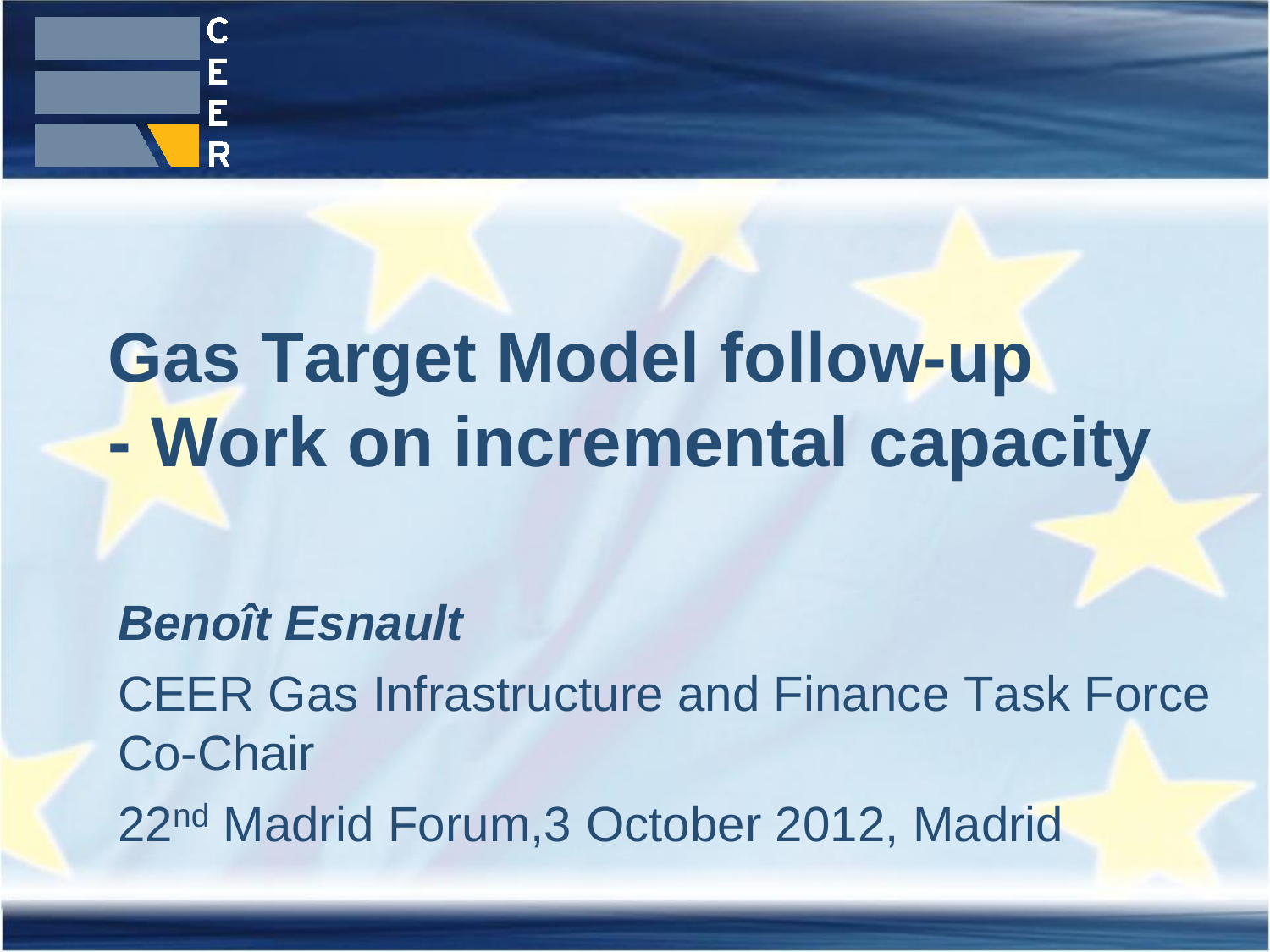# Gas Target Model follow-up - Work on incremental capacity

***Benoît Esnault***

CEER Gas Infrastructure and Finance Task Force Co-Chair

22nd Madrid Forum,3 October 2012, Madrid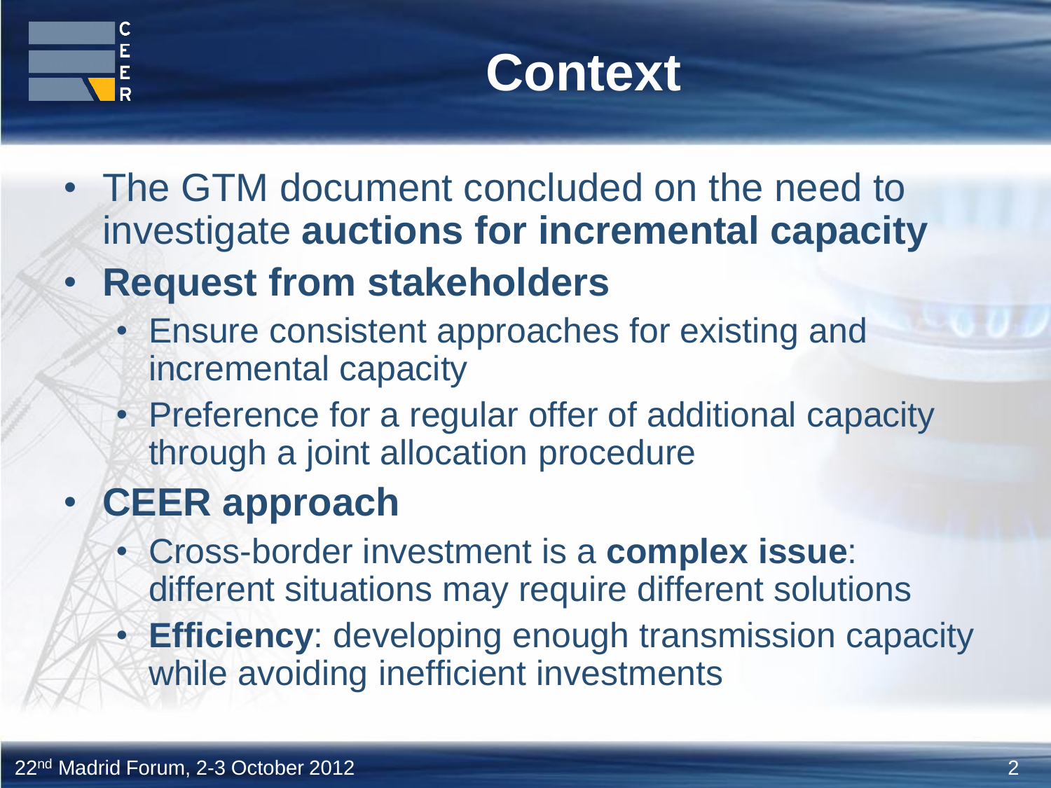# Context

- The GTM document concluded on the need to investigate **auctions for incremental capacity**
- **Request from stakeholders**
  - Ensure consistent approaches for existing and incremental capacity
  - Preference for a regular offer of additional capacity through a joint allocation procedure
- **CEER approach**
  - Cross-border investment is a **complex issue**: different situations may require different solutions
  - **Efficiency**: developing enough transmission capacity while avoiding inefficient investments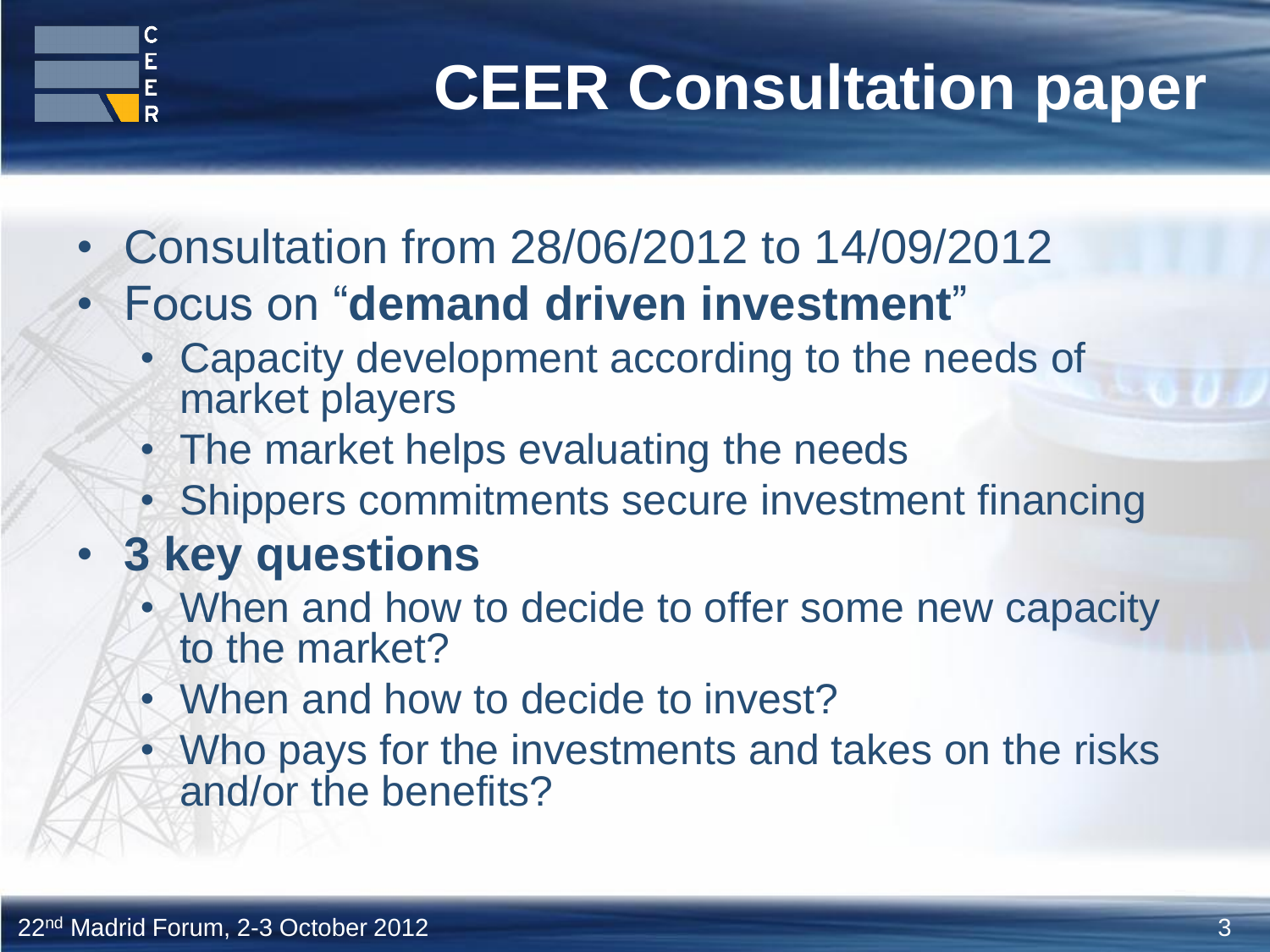# CEER Consultation paper

- Consultation from 28/06/2012 to 14/09/2012
- Focus on "**demand driven investment**"
  - Capacity development according to the needs of market players
  - The market helps evaluating the needs
  - Shippers commitments secure investment financing
- **3 key questions**
  - When and how to decide to offer some new capacity to the market?
  - When and how to decide to invest?
  - Who pays for the investments and takes on the risks and/or the benefits?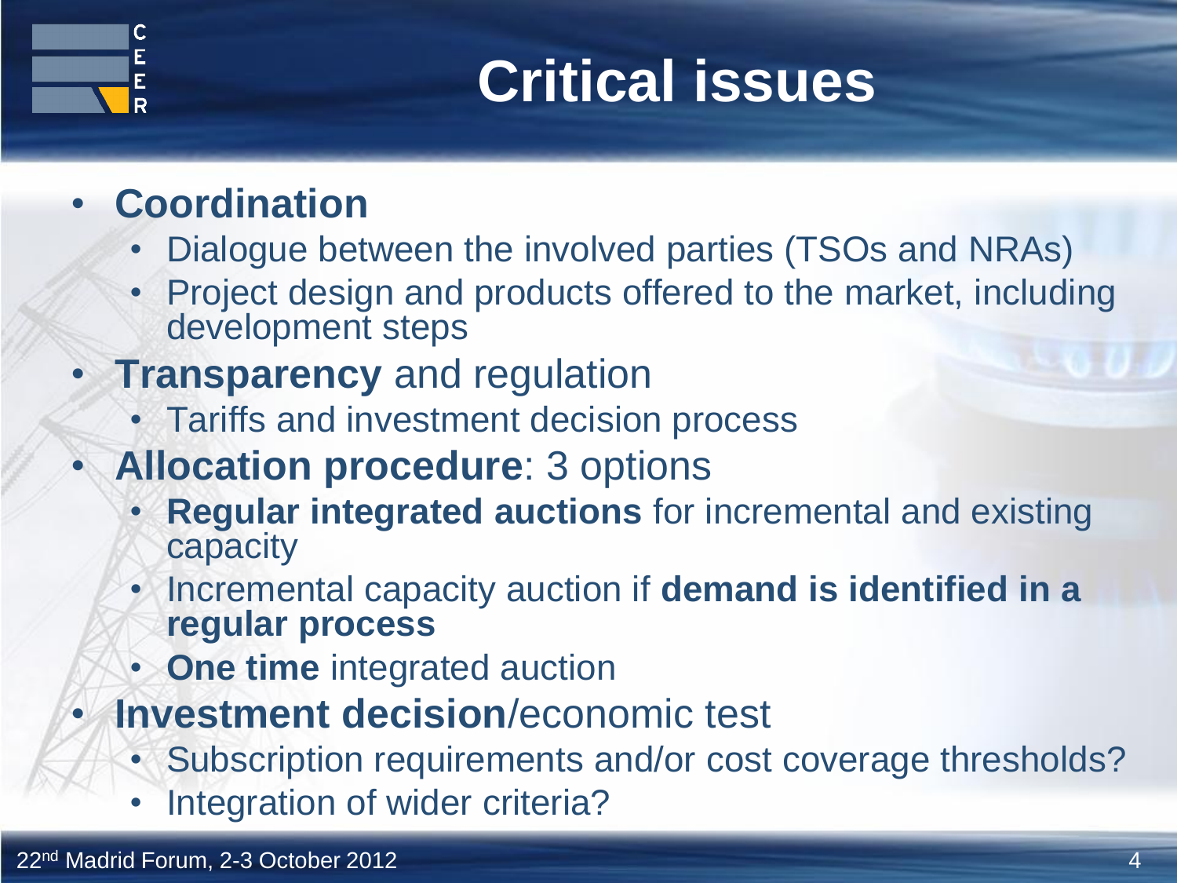# Critical issues

- **Coordination**
  - Dialogue between the involved parties (TSOs and NRAs)
  - Project design and products offered to the market, including development steps
- **Transparency** and regulation
  - Tariffs and investment decision process
- **Allocation procedure**: 3 options
  - **Regular integrated auctions** for incremental and existing capacity
  - Incremental capacity auction if **demand is identified in a regular process**
  - **One time** integrated auction
- **Investment decision**/economic test
  - Subscription requirements and/or cost coverage thresholds?
  - Integration of wider criteria?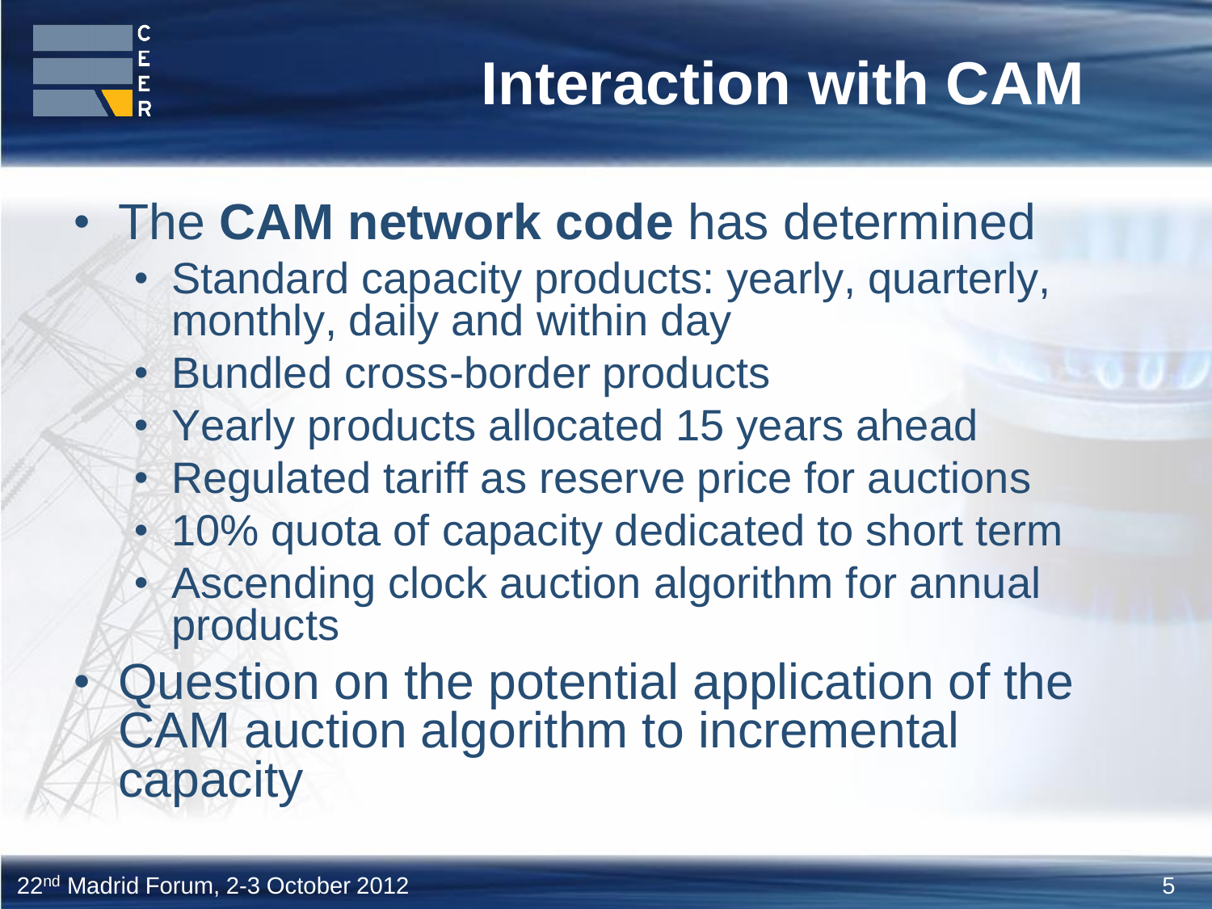# Interaction with CAM

- The **CAM network code** has determined
  - Standard capacity products: yearly, quarterly, monthly, daily and within day
  - Bundled cross-border products
  - Yearly products allocated 15 years ahead
  - Regulated tariff as reserve price for auctions
  - 10% quota of capacity dedicated to short term
  - Ascending clock auction algorithm for annual products
- Question on the potential application of the CAM auction algorithm to incremental capacity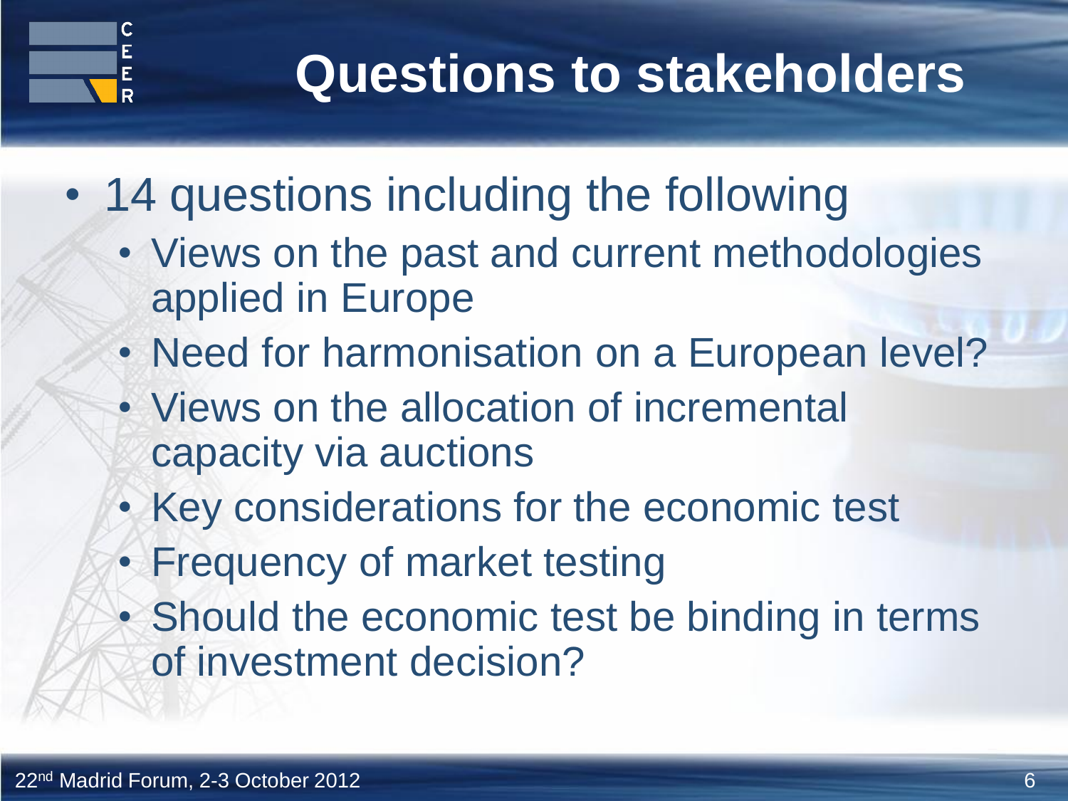# Questions to stakeholders

- 14 questions including the following
  - Views on the past and current methodologies applied in Europe
  - Need for harmonisation on a European level?
  - Views on the allocation of incremental capacity via auctions
  - Key considerations for the economic test
  - Frequency of market testing
  - Should the economic test be binding in terms of investment decision?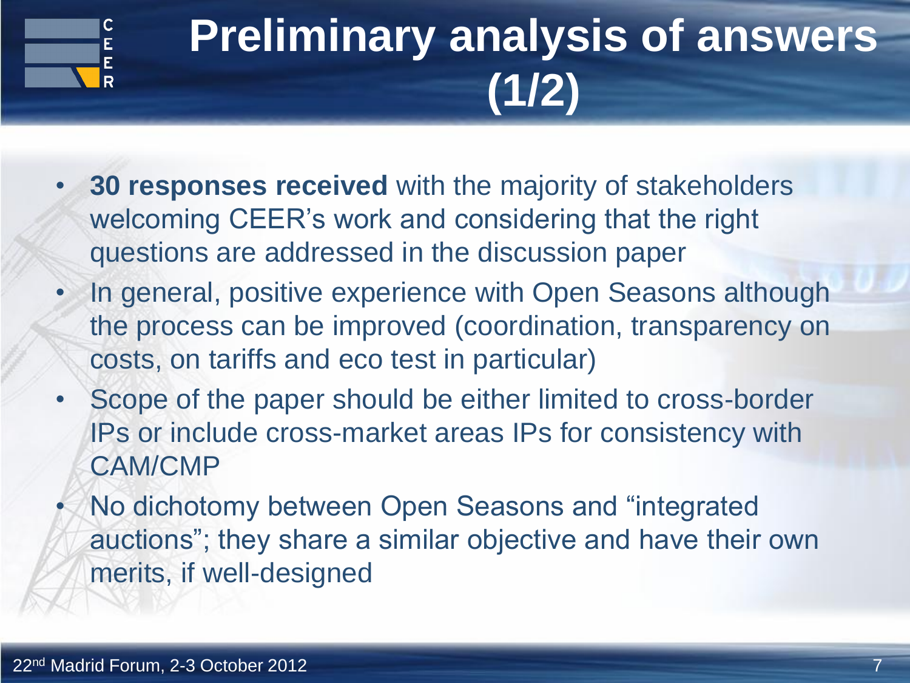# Preliminary analysis of answers (1/2)

- **30 responses received** with the majority of stakeholders welcoming CEER's work and considering that the right questions are addressed in the discussion paper
- In general, positive experience with Open Seasons although the process can be improved (coordination, transparency on costs, on tariffs and eco test in particular)
- Scope of the paper should be either limited to cross-border IPs or include cross-market areas IPs for consistency with CAM/CMP
- No dichotomy between Open Seasons and "integrated auctions"; they share a similar objective and have their own merits, if well-designed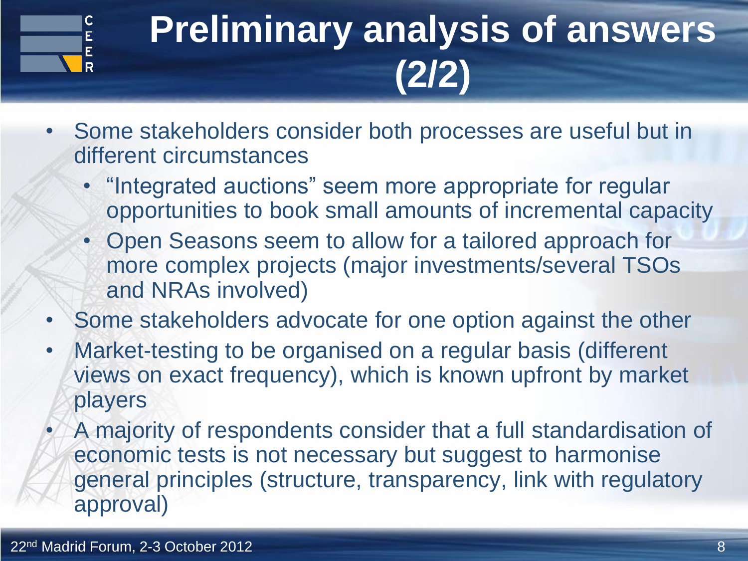# Preliminary analysis of answers (2/2)

- Some stakeholders consider both processes are useful but in different circumstances
  - "Integrated auctions" seem more appropriate for regular opportunities to book small amounts of incremental capacity
  - Open Seasons seem to allow for a tailored approach for more complex projects (major investments/several TSOs and NRAs involved)
- Some stakeholders advocate for one option against the other
- Market-testing to be organised on a regular basis (different views on exact frequency), which is known upfront by market players
- A majority of respondents consider that a full standardisation of economic tests is not necessary but suggest to harmonise general principles (structure, transparency, link with regulatory approval)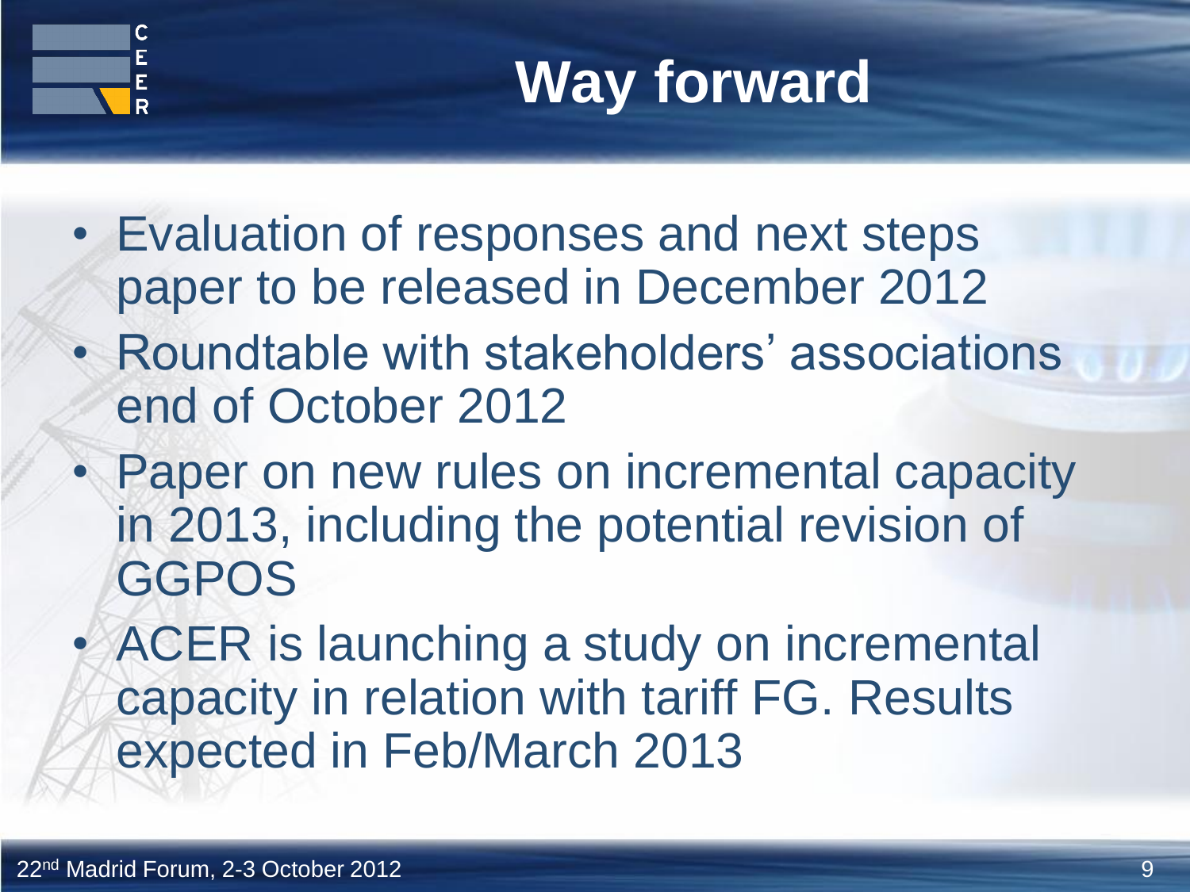# Way forward

- Evaluation of responses and next steps paper to be released in December 2012
- Roundtable with stakeholders' associations end of October 2012
- Paper on new rules on incremental capacity in 2013, including the potential revision of GGPOS
- ACER is launching a study on incremental capacity in relation with tariff FG. Results expected in Feb/March 2013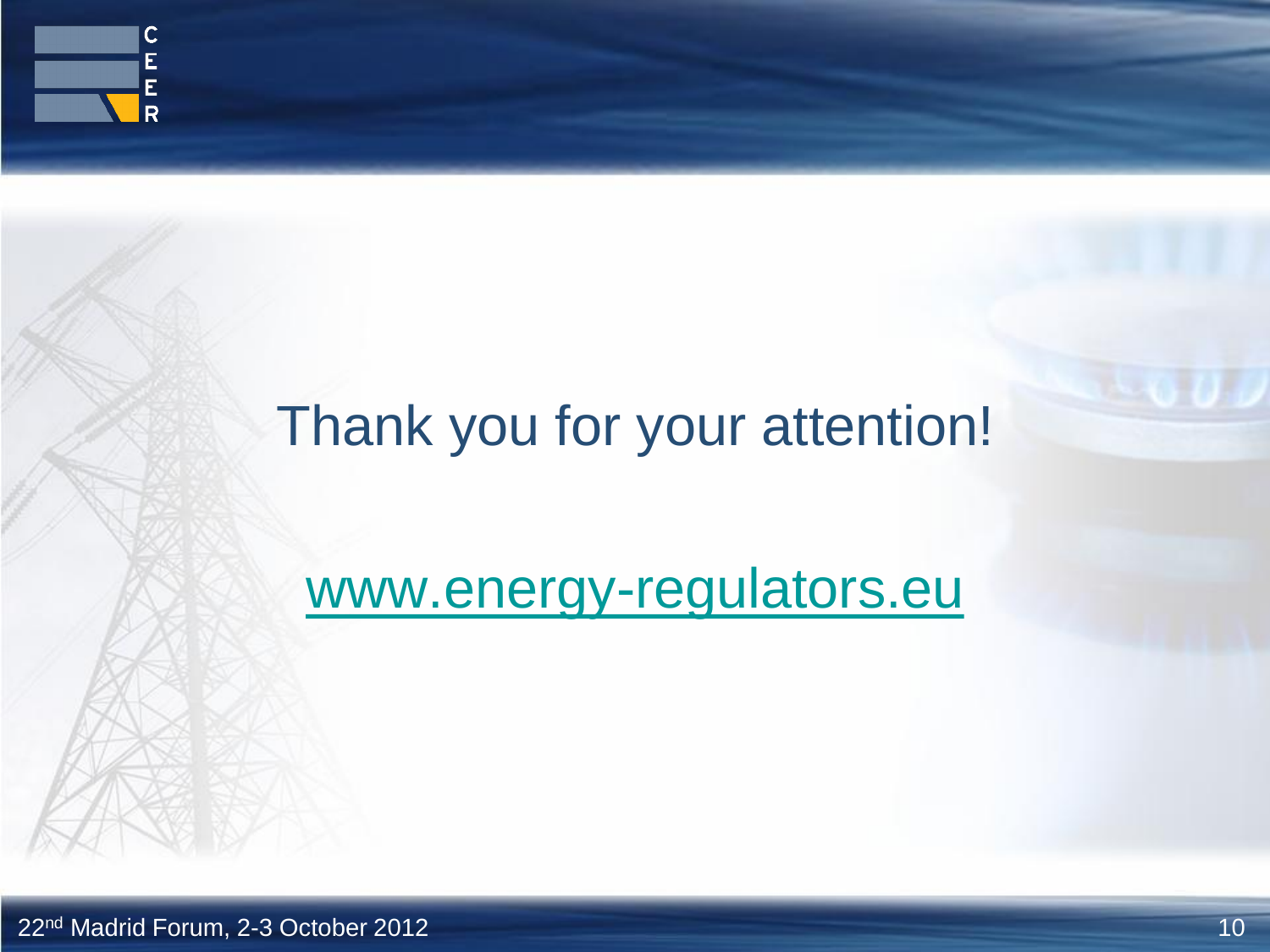Thank you for your attention!

www.energy-regulators.eu